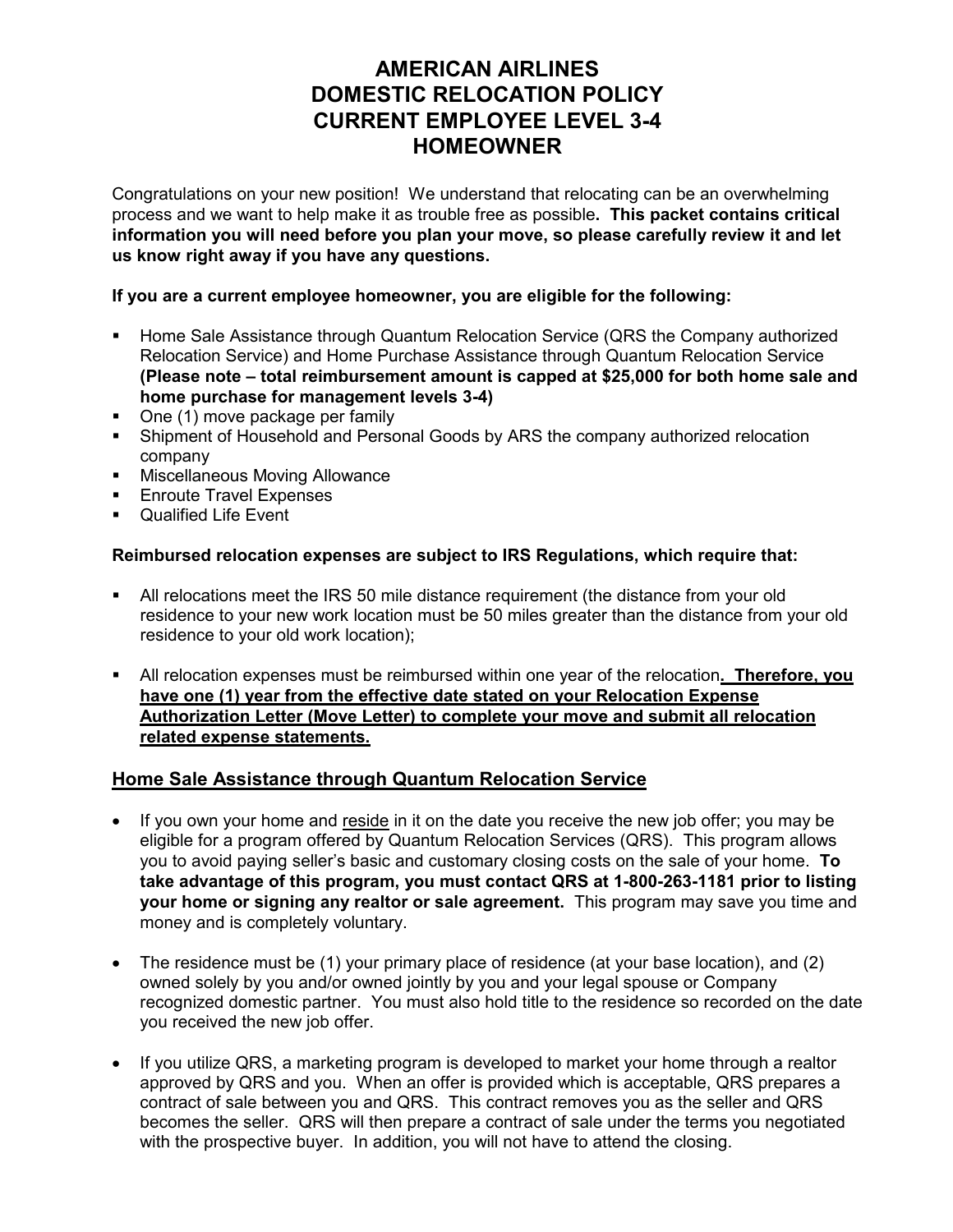# AMERICAN AIRLINES
# DOMESTIC RELOCATION POLICY
# CURRENT EMPLOYEE LEVEL 3-4
# HOMEOWNER

Congratulations on your new position! We understand that relocating can be an overwhelming process and we want to help make it as trouble free as possible**. This packet contains critical information you will need before you plan your move, so please carefully review it and let us know right away if you have any questions.**

**If you are a current employee homeowner, you are eligible for the following:**

- Home Sale Assistance through Quantum Relocation Service (QRS the Company authorized Relocation Service) and Home Purchase Assistance through Quantum Relocation Service **(Please note – total reimbursement amount is capped at $25,000 for both home sale and home purchase for management levels 3-4)**
- One (1) move package per family
- Shipment of Household and Personal Goods by ARS the company authorized relocation company
- Miscellaneous Moving Allowance
- Enroute Travel Expenses
- Qualified Life Event

**Reimbursed relocation expenses are subject to IRS Regulations, which require that:**

- All relocations meet the IRS 50 mile distance requirement (the distance from your old residence to your new work location must be 50 miles greater than the distance from your old residence to your old work location);

- All relocation expenses must be reimbursed within one year of the relocation**. Therefore, you have one (1) year from the effective date stated on your Relocation Expense Authorization Letter (Move Letter) to complete your move and submit all relocation related expense statements.**

## Home Sale Assistance through Quantum Relocation Service

- If you own your home and reside in it on the date you receive the new job offer; you may be eligible for a program offered by Quantum Relocation Services (QRS). This program allows you to avoid paying seller's basic and customary closing costs on the sale of your home. **To take advantage of this program, you must contact QRS at 1-800-263-1181 prior to listing your home or signing any realtor or sale agreement.** This program may save you time and money and is completely voluntary.

- The residence must be (1) your primary place of residence (at your base location), and (2) owned solely by you and/or owned jointly by you and your legal spouse or Company recognized domestic partner. You must also hold title to the residence so recorded on the date you received the new job offer.

- If you utilize QRS, a marketing program is developed to market your home through a realtor approved by QRS and you. When an offer is provided which is acceptable, QRS prepares a contract of sale between you and QRS. This contract removes you as the seller and QRS becomes the seller. QRS will then prepare a contract of sale under the terms you negotiated with the prospective buyer. In addition, you will not have to attend the closing.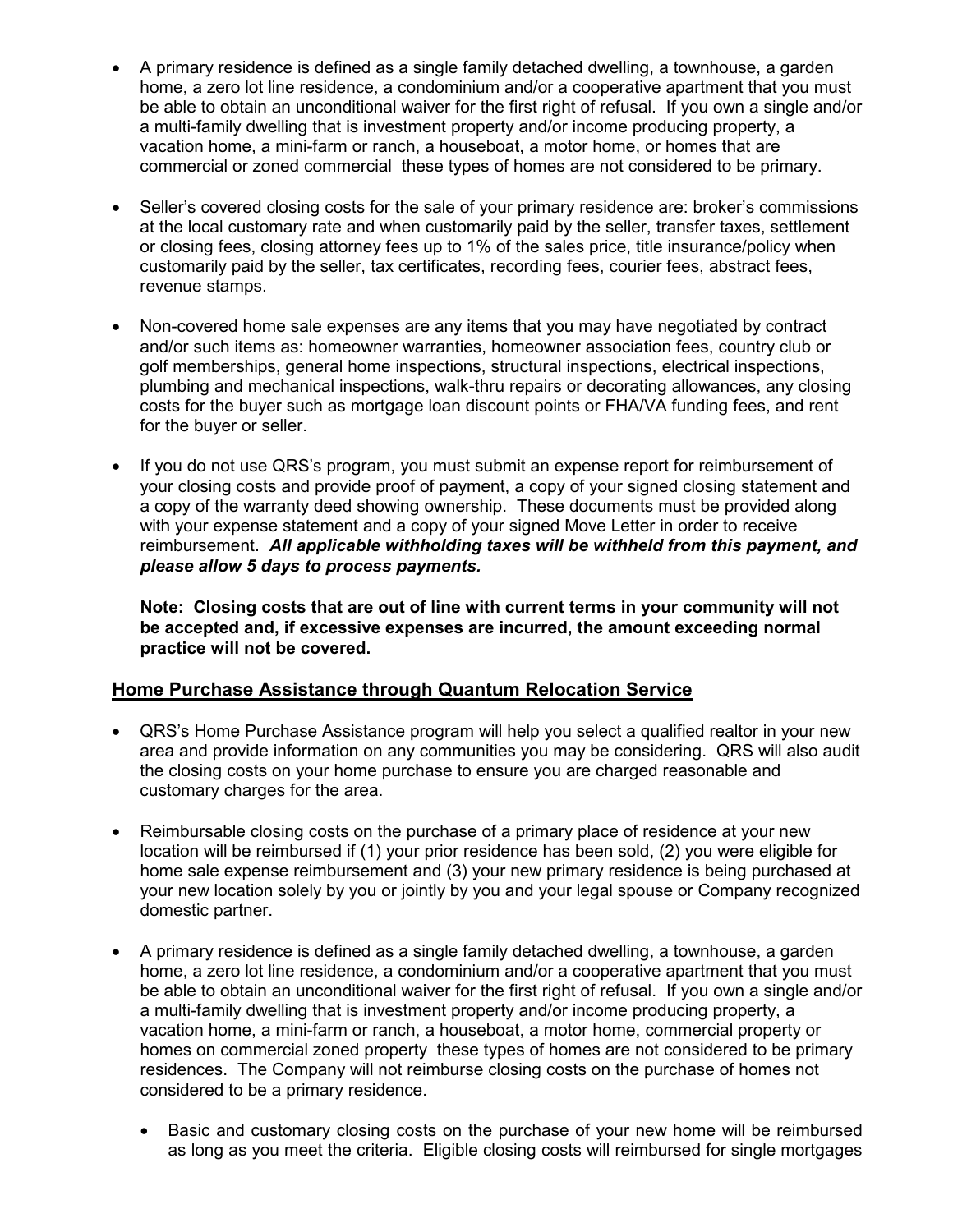- A primary residence is defined as a single family detached dwelling, a townhouse, a garden home, a zero lot line residence, a condominium and/or a cooperative apartment that you must be able to obtain an unconditional waiver for the first right of refusal. If you own a single and/or a multi-family dwelling that is investment property and/or income producing property, a vacation home, a mini-farm or ranch, a houseboat, a motor home, or homes that are commercial or zoned commercial these types of homes are not considered to be primary.

- Seller's covered closing costs for the sale of your primary residence are: broker's commissions at the local customary rate and when customarily paid by the seller, transfer taxes, settlement or closing fees, closing attorney fees up to 1% of the sales price, title insurance/policy when customarily paid by the seller, tax certificates, recording fees, courier fees, abstract fees, revenue stamps.

- Non-covered home sale expenses are any items that you may have negotiated by contract and/or such items as: homeowner warranties, homeowner association fees, country club or golf memberships, general home inspections, structural inspections, electrical inspections, plumbing and mechanical inspections, walk-thru repairs or decorating allowances, any closing costs for the buyer such as mortgage loan discount points or FHA/VA funding fees, and rent for the buyer or seller.

- If you do not use QRS's program, you must submit an expense report for reimbursement of your closing costs and provide proof of payment, a copy of your signed closing statement and a copy of the warranty deed showing ownership. These documents must be provided along with your expense statement and a copy of your signed Move Letter in order to receive reimbursement. ***All applicable withholding taxes will be withheld from this payment, and please allow 5 days to process payments.***

  **Note: Closing costs that are out of line with current terms in your community will not be accepted and, if excessive expenses are incurred, the amount exceeding normal practice will not be covered.**

## Home Purchase Assistance through Quantum Relocation Service

- QRS's Home Purchase Assistance program will help you select a qualified realtor in your new area and provide information on any communities you may be considering. QRS will also audit the closing costs on your home purchase to ensure you are charged reasonable and customary charges for the area.

- Reimbursable closing costs on the purchase of a primary place of residence at your new location will be reimbursed if (1) your prior residence has been sold, (2) you were eligible for home sale expense reimbursement and (3) your new primary residence is being purchased at your new location solely by you or jointly by you and your legal spouse or Company recognized domestic partner.

- A primary residence is defined as a single family detached dwelling, a townhouse, a garden home, a zero lot line residence, a condominium and/or a cooperative apartment that you must be able to obtain an unconditional waiver for the first right of refusal. If you own a single and/or a multi-family dwelling that is investment property and/or income producing property, a vacation home, a mini-farm or ranch, a houseboat, a motor home, commercial property or homes on commercial zoned property these types of homes are not considered to be primary residences. The Company will not reimburse closing costs on the purchase of homes not considered to be a primary residence.

  - Basic and customary closing costs on the purchase of your new home will be reimbursed as long as you meet the criteria. Eligible closing costs will reimbursed for single mortgages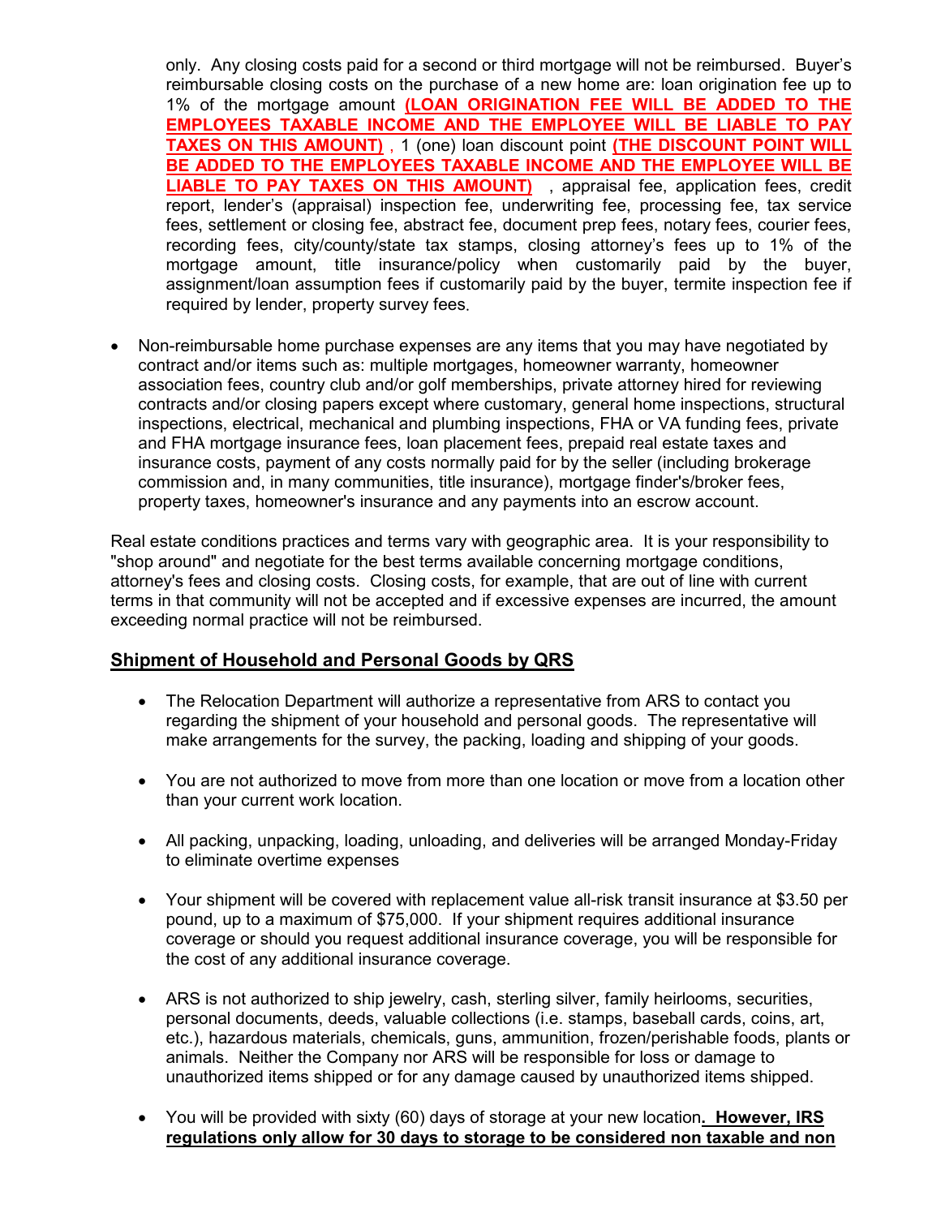only. Any closing costs paid for a second or third mortgage will not be reimbursed. Buyer's reimbursable closing costs on the purchase of a new home are: loan origination fee up to 1% of the mortgage amount **(LOAN ORIGINATION FEE WILL BE ADDED TO THE EMPLOYEES TAXABLE INCOME AND THE EMPLOYEE WILL BE LIABLE TO PAY TAXES ON THIS AMOUNT)** , 1 (one) loan discount point **(THE DISCOUNT POINT WILL BE ADDED TO THE EMPLOYEES TAXABLE INCOME AND THE EMPLOYEE WILL BE LIABLE TO PAY TAXES ON THIS AMOUNT)** , appraisal fee, application fees, credit report, lender's (appraisal) inspection fee, underwriting fee, processing fee, tax service fees, settlement or closing fee, abstract fee, document prep fees, notary fees, courier fees, recording fees, city/county/state tax stamps, closing attorney's fees up to 1% of the mortgage amount, title insurance/policy when customarily paid by the buyer, assignment/loan assumption fees if customarily paid by the buyer, termite inspection fee if required by lender, property survey fees.

- Non-reimbursable home purchase expenses are any items that you may have negotiated by contract and/or items such as: multiple mortgages, homeowner warranty, homeowner association fees, country club and/or golf memberships, private attorney hired for reviewing contracts and/or closing papers except where customary, general home inspections, structural inspections, electrical, mechanical and plumbing inspections, FHA or VA funding fees, private and FHA mortgage insurance fees, loan placement fees, prepaid real estate taxes and insurance costs, payment of any costs normally paid for by the seller (including brokerage commission and, in many communities, title insurance), mortgage finder's/broker fees, property taxes, homeowner's insurance and any payments into an escrow account.

Real estate conditions practices and terms vary with geographic area. It is your responsibility to "shop around" and negotiate for the best terms available concerning mortgage conditions, attorney's fees and closing costs. Closing costs, for example, that are out of line with current terms in that community will not be accepted and if excessive expenses are incurred, the amount exceeding normal practice will not be reimbursed.

## Shipment of Household and Personal Goods by QRS

- The Relocation Department will authorize a representative from ARS to contact you regarding the shipment of your household and personal goods. The representative will make arrangements for the survey, the packing, loading and shipping of your goods.

- You are not authorized to move from more than one location or move from a location other than your current work location.

- All packing, unpacking, loading, unloading, and deliveries will be arranged Monday-Friday to eliminate overtime expenses

- Your shipment will be covered with replacement value all-risk transit insurance at $3.50 per pound, up to a maximum of $75,000. If your shipment requires additional insurance coverage or should you request additional insurance coverage, you will be responsible for the cost of any additional insurance coverage.

- ARS is not authorized to ship jewelry, cash, sterling silver, family heirlooms, securities, personal documents, deeds, valuable collections (i.e. stamps, baseball cards, coins, art, etc.), hazardous materials, chemicals, guns, ammunition, frozen/perishable foods, plants or animals. Neither the Company nor ARS will be responsible for loss or damage to unauthorized items shipped or for any damage caused by unauthorized items shipped.

- You will be provided with sixty (60) days of storage at your new location**. However, IRS regulations only allow for 30 days to storage to be considered non taxable and non**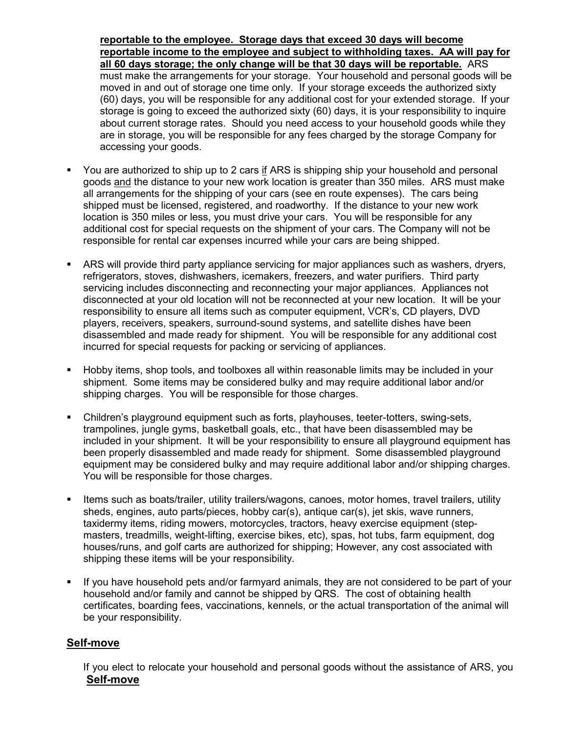**reportable to the employee. Storage days that exceed 30 days will become reportable income to the employee and subject to withholding taxes. AA will pay for all 60 days storage; the only change will be that 30 days will be reportable.** ARS must make the arrangements for your storage. Your household and personal goods will be moved in and out of storage one time only. If your storage exceeds the authorized sixty (60) days, you will be responsible for any additional cost for your extended storage. If your storage is going to exceed the authorized sixty (60) days, it is your responsibility to inquire about current storage rates. Should you need access to your household goods while they are in storage, you will be responsible for any fees charged by the storage Company for accessing your goods.

- You are authorized to ship up to 2 cars <u>if</u> ARS is shipping ship your household and personal goods <u>and</u> the distance to your new work location is greater than 350 miles. ARS must make all arrangements for the shipping of your cars (see en route expenses). The cars being shipped must be licensed, registered, and roadworthy. If the distance to your new work location is 350 miles or less, you must drive your cars. You will be responsible for any additional cost for special requests on the shipment of your cars. The Company will not be responsible for rental car expenses incurred while your cars are being shipped.

- ARS will provide third party appliance servicing for major appliances such as washers, dryers, refrigerators, stoves, dishwashers, icemakers, freezers, and water purifiers. Third party servicing includes disconnecting and reconnecting your major appliances. Appliances not disconnected at your old location will not be reconnected at your new location. It will be your responsibility to ensure all items such as computer equipment, VCR's, CD players, DVD players, receivers, speakers, surround-sound systems, and satellite dishes have been disassembled and made ready for shipment. You will be responsible for any additional cost incurred for special requests for packing or servicing of appliances.

- Hobby items, shop tools, and toolboxes all within reasonable limits may be included in your shipment. Some items may be considered bulky and may require additional labor and/or shipping charges. You will be responsible for those charges.

- Children's playground equipment such as forts, playhouses, teeter-totters, swing-sets, trampolines, jungle gyms, basketball goals, etc., that have been disassembled may be included in your shipment. It will be your responsibility to ensure all playground equipment has been properly disassembled and made ready for shipment. Some disassembled playground equipment may be considered bulky and may require additional labor and/or shipping charges. You will be responsible for those charges.

- Items such as boats/trailer, utility trailers/wagons, canoes, motor homes, travel trailers, utility sheds, engines, auto parts/pieces, hobby car(s), antique car(s), jet skis, wave runners, taxidermy items, riding mowers, motorcycles, tractors, heavy exercise equipment (step-masters, treadmills, weight-lifting, exercise bikes, etc), spas, hot tubs, farm equipment, dog houses/runs, and golf carts are authorized for shipping; However, any cost associated with shipping these items will be your responsibility.

- If you have household pets and/or farmyard animals, they are not considered to be part of your household and/or family and cannot be shipped by QRS. The cost of obtaining health certificates, boarding fees, vaccinations, kennels, or the actual transportation of the animal will be your responsibility.

## Self-move

If you elect to relocate your household and personal goods without the assistance of ARS, you

## Self-move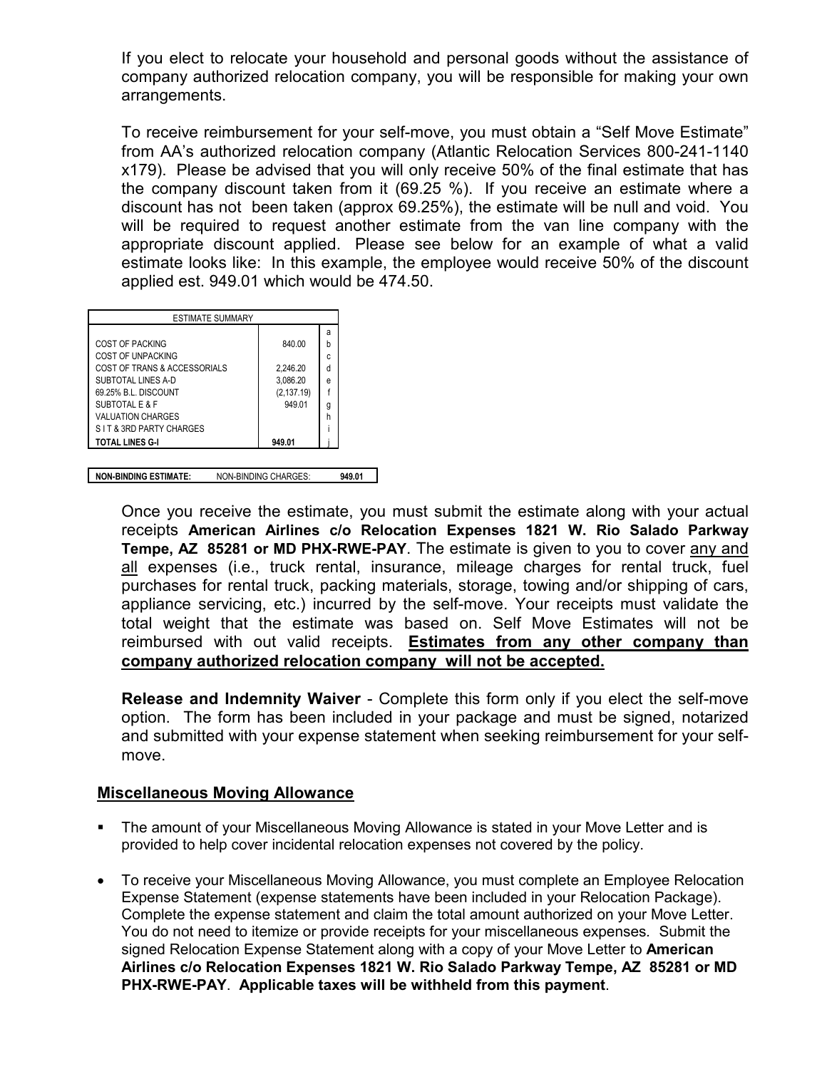If you elect to relocate your household and personal goods without the assistance of company authorized relocation company, you will be responsible for making your own arrangements.

To receive reimbursement for your self-move, you must obtain a "Self Move Estimate" from AA's authorized relocation company (Atlantic Relocation Services 800-241-1140 x179). Please be advised that you will only receive 50% of the final estimate that has the company discount taken from it (69.25 %). If you receive an estimate where a discount has not been taken (approx 69.25%), the estimate will be null and void. You will be required to request another estimate from the van line company with the appropriate discount applied. Please see below for an example of what a valid estimate looks like: In this example, the employee would receive 50% of the discount applied est. 949.01 which would be 474.50.

| ESTIMATE SUMMARY | | |
|---|---|---|
| | | a |
| COST OF PACKING | 840.00 | b |
| COST OF UNPACKING | | c |
| COST OF TRANS & ACCESSORIALS | 2,246.20 | d |
| SUBTOTAL LINES A-D | 3,086.20 | e |
| 69.25% B.L. DISCOUNT | (2,137.19) | f |
| SUBTOTAL E & F | 949.01 | g |
| VALUATION CHARGES | | h |
| S I T & 3RD PARTY CHARGES | | i |
| **TOTAL LINES G-I** | **949.01** | j |

| **NON-BINDING ESTIMATE:** | NON-BINDING CHARGES: | **949.01** |
|---|---|---|

Once you receive the estimate, you must submit the estimate along with your actual receipts **American Airlines c/o Relocation Expenses 1821 W. Rio Salado Parkway Tempe, AZ 85281 or MD PHX-RWE-PAY**. The estimate is given to you to cover <u>any and all</u> expenses (i.e., truck rental, insurance, mileage charges for rental truck, fuel purchases for rental truck, packing materials, storage, towing and/or shipping of cars, appliance servicing, etc.) incurred by the self-move. Your receipts must validate the total weight that the estimate was based on. Self Move Estimates will not be reimbursed with out valid receipts. **<u>Estimates from any other company than company authorized relocation company will not be accepted.</u>**

**Release and Indemnity Waiver** - Complete this form only if you elect the self-move option. The form has been included in your package and must be signed, notarized and submitted with your expense statement when seeking reimbursement for your self-move.

## <u>Miscellaneous Moving Allowance</u>

- The amount of your Miscellaneous Moving Allowance is stated in your Move Letter and is provided to help cover incidental relocation expenses not covered by the policy.

- To receive your Miscellaneous Moving Allowance, you must complete an Employee Relocation Expense Statement (expense statements have been included in your Relocation Package). Complete the expense statement and claim the total amount authorized on your Move Letter. You do not need to itemize or provide receipts for your miscellaneous expenses. Submit the signed Relocation Expense Statement along with a copy of your Move Letter to **American Airlines c/o Relocation Expenses 1821 W. Rio Salado Parkway Tempe, AZ 85281 or MD PHX-RWE-PAY**. **Applicable taxes will be withheld from this payment**.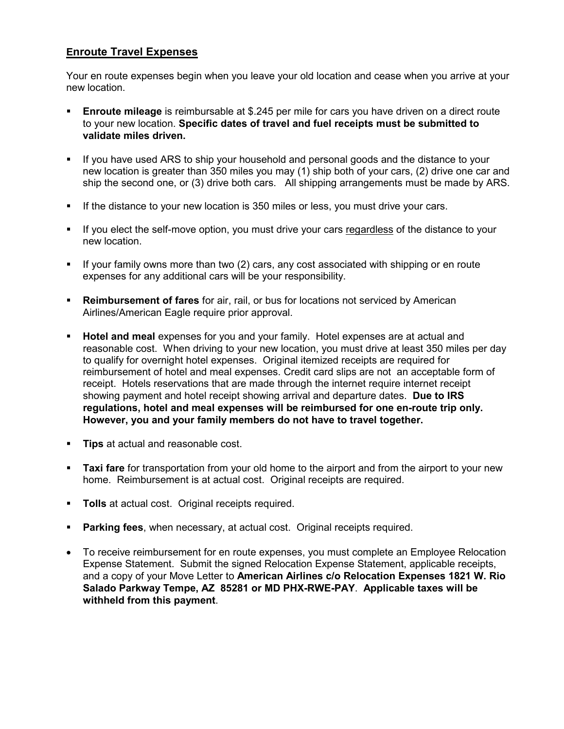## Enroute Travel Expenses

Your en route expenses begin when you leave your old location and cease when you arrive at your new location.

- **Enroute mileage** is reimbursable at $.245 per mile for cars you have driven on a direct route to your new location. **Specific dates of travel and fuel receipts must be submitted to validate miles driven.**
- If you have used ARS to ship your household and personal goods and the distance to your new location is greater than 350 miles you may (1) ship both of your cars, (2) drive one car and ship the second one, or (3) drive both cars. All shipping arrangements must be made by ARS.
- If the distance to your new location is 350 miles or less, you must drive your cars.
- If you elect the self-move option, you must drive your cars regardless of the distance to your new location.
- If your family owns more than two (2) cars, any cost associated with shipping or en route expenses for any additional cars will be your responsibility.
- **Reimbursement of fares** for air, rail, or bus for locations not serviced by American Airlines/American Eagle require prior approval.
- **Hotel and meal** expenses for you and your family. Hotel expenses are at actual and reasonable cost. When driving to your new location, you must drive at least 350 miles per day to qualify for overnight hotel expenses. Original itemized receipts are required for reimbursement of hotel and meal expenses. Credit card slips are not an acceptable form of receipt. Hotels reservations that are made through the internet require internet receipt showing payment and hotel receipt showing arrival and departure dates. **Due to IRS regulations, hotel and meal expenses will be reimbursed for one en-route trip only. However, you and your family members do not have to travel together.**
- **Tips** at actual and reasonable cost.
- **Taxi fare** for transportation from your old home to the airport and from the airport to your new home. Reimbursement is at actual cost. Original receipts are required.
- **Tolls** at actual cost. Original receipts required.
- **Parking fees**, when necessary, at actual cost. Original receipts required.

- To receive reimbursement for en route expenses, you must complete an Employee Relocation Expense Statement. Submit the signed Relocation Expense Statement, applicable receipts, and a copy of your Move Letter to **American Airlines c/o Relocation Expenses 1821 W. Rio Salado Parkway Tempe, AZ 85281 or MD PHX-RWE-PAY**. **Applicable taxes will be withheld from this payment**.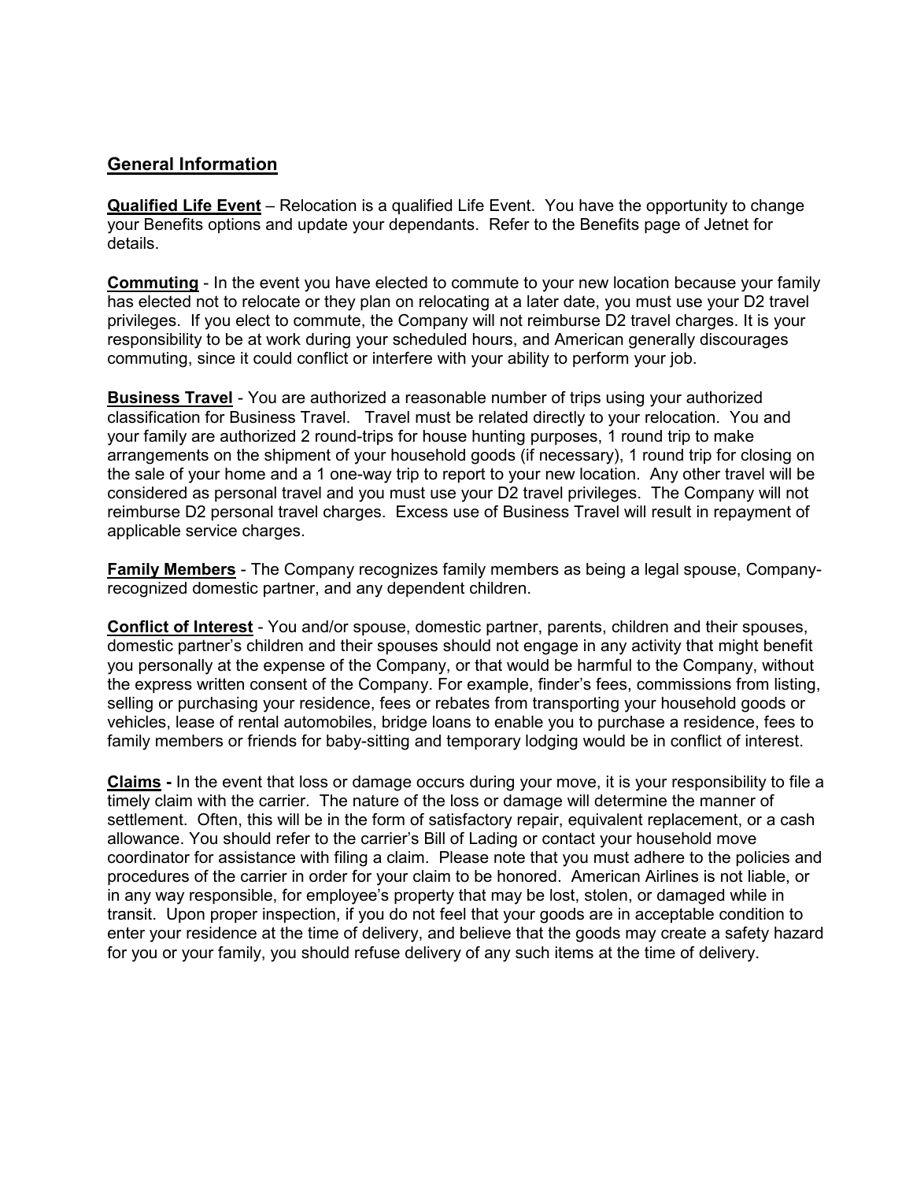## General Information

**Qualified Life Event** – Relocation is a qualified Life Event. You have the opportunity to change your Benefits options and update your dependants. Refer to the Benefits page of Jetnet for details.

**Commuting** - In the event you have elected to commute to your new location because your family has elected not to relocate or they plan on relocating at a later date, you must use your D2 travel privileges. If you elect to commute, the Company will not reimburse D2 travel charges. It is your responsibility to be at work during your scheduled hours, and American generally discourages commuting, since it could conflict or interfere with your ability to perform your job.

**Business Travel** - You are authorized a reasonable number of trips using your authorized classification for Business Travel. Travel must be related directly to your relocation. You and your family are authorized 2 round-trips for house hunting purposes, 1 round trip to make arrangements on the shipment of your household goods (if necessary), 1 round trip for closing on the sale of your home and a 1 one-way trip to report to your new location. Any other travel will be considered as personal travel and you must use your D2 travel privileges. The Company will not reimburse D2 personal travel charges. Excess use of Business Travel will result in repayment of applicable service charges.

**Family Members** - The Company recognizes family members as being a legal spouse, Company-recognized domestic partner, and any dependent children.

**Conflict of Interest** - You and/or spouse, domestic partner, parents, children and their spouses, domestic partner's children and their spouses should not engage in any activity that might benefit you personally at the expense of the Company, or that would be harmful to the Company, without the express written consent of the Company. For example, finder's fees, commissions from listing, selling or purchasing your residence, fees or rebates from transporting your household goods or vehicles, lease of rental automobiles, bridge loans to enable you to purchase a residence, fees to family members or friends for baby-sitting and temporary lodging would be in conflict of interest.

**Claims -** In the event that loss or damage occurs during your move, it is your responsibility to file a timely claim with the carrier. The nature of the loss or damage will determine the manner of settlement. Often, this will be in the form of satisfactory repair, equivalent replacement, or a cash allowance. You should refer to the carrier's Bill of Lading or contact your household move coordinator for assistance with filing a claim. Please note that you must adhere to the policies and procedures of the carrier in order for your claim to be honored. American Airlines is not liable, or in any way responsible, for employee's property that may be lost, stolen, or damaged while in transit. Upon proper inspection, if you do not feel that your goods are in acceptable condition to enter your residence at the time of delivery, and believe that the goods may create a safety hazard for you or your family, you should refuse delivery of any such items at the time of delivery.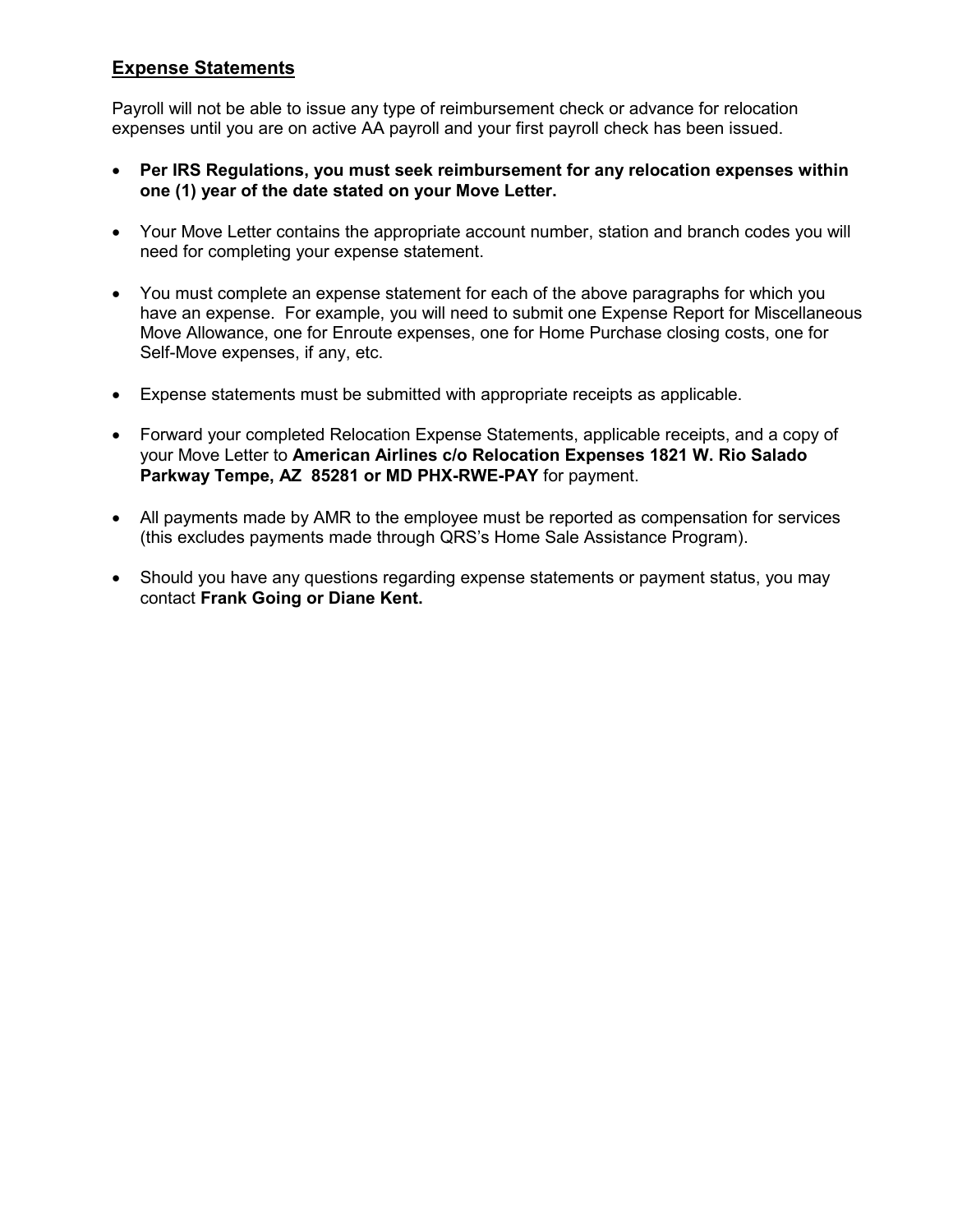## Expense Statements

Payroll will not be able to issue any type of reimbursement check or advance for relocation expenses until you are on active AA payroll and your first payroll check has been issued.

- **Per IRS Regulations, you must seek reimbursement for any relocation expenses within one (1) year of the date stated on your Move Letter.**
- Your Move Letter contains the appropriate account number, station and branch codes you will need for completing your expense statement.
- You must complete an expense statement for each of the above paragraphs for which you have an expense. For example, you will need to submit one Expense Report for Miscellaneous Move Allowance, one for Enroute expenses, one for Home Purchase closing costs, one for Self-Move expenses, if any, etc.
- Expense statements must be submitted with appropriate receipts as applicable.
- Forward your completed Relocation Expense Statements, applicable receipts, and a copy of your Move Letter to **American Airlines c/o Relocation Expenses 1821 W. Rio Salado Parkway Tempe, AZ 85281 or MD PHX-RWE-PAY** for payment.
- All payments made by AMR to the employee must be reported as compensation for services (this excludes payments made through QRS's Home Sale Assistance Program).
- Should you have any questions regarding expense statements or payment status, you may contact **Frank Going or Diane Kent.**